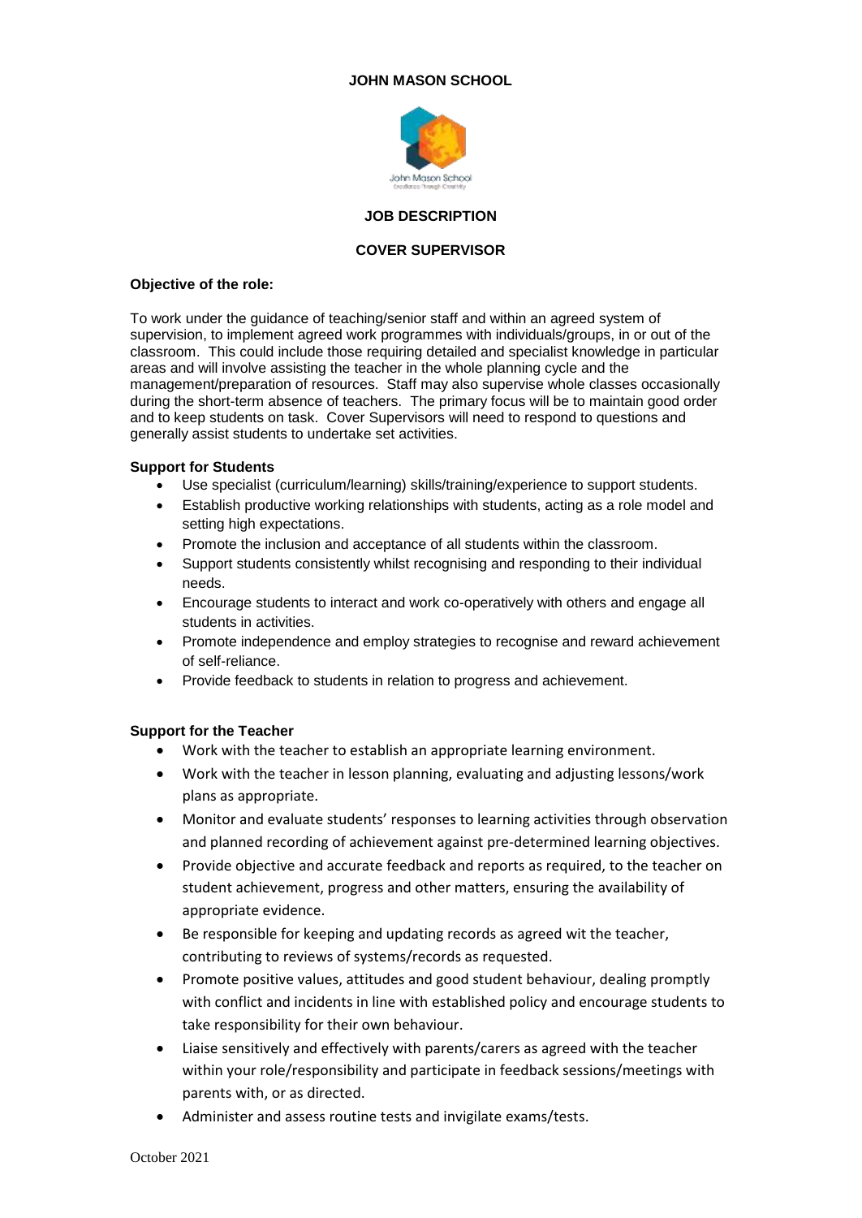# JOHN MASON SCHOOL

## JOB DESCRIPTION

## COVER SUPERVISOR

**Objective of the role:**

To work under the guidance of teaching/senior staff and within an agreed system of supervision, to implement agreed work programmes with individuals/groups, in or out of the classroom. This could include those requiring detailed and specialist knowledge in particular areas and will involve assisting the teacher in the whole planning cycle and the management/preparation of resources. Staff may also supervise whole classes occasionally during the short-term absence of teachers. The primary focus will be to maintain good order and to keep students on task. Cover Supervisors will need to respond to questions and generally assist students to undertake set activities.

**Support for Students**

- Use specialist (curriculum/learning) skills/training/experience to support students.
- Establish productive working relationships with students, acting as a role model and setting high expectations.
- Promote the inclusion and acceptance of all students within the classroom.
- Support students consistently whilst recognising and responding to their individual needs.
- Encourage students to interact and work co-operatively with others and engage all students in activities.
- Promote independence and employ strategies to recognise and reward achievement of self-reliance.
- Provide feedback to students in relation to progress and achievement.

**Support for the Teacher**

- Work with the teacher to establish an appropriate learning environment.
- Work with the teacher in lesson planning, evaluating and adjusting lessons/work plans as appropriate.
- Monitor and evaluate students' responses to learning activities through observation and planned recording of achievement against pre-determined learning objectives.
- Provide objective and accurate feedback and reports as required, to the teacher on student achievement, progress and other matters, ensuring the availability of appropriate evidence.
- Be responsible for keeping and updating records as agreed wit the teacher, contributing to reviews of systems/records as requested.
- Promote positive values, attitudes and good student behaviour, dealing promptly with conflict and incidents in line with established policy and encourage students to take responsibility for their own behaviour.
- Liaise sensitively and effectively with parents/carers as agreed with the teacher within your role/responsibility and participate in feedback sessions/meetings with parents with, or as directed.
- Administer and assess routine tests and invigilate exams/tests.

October 2021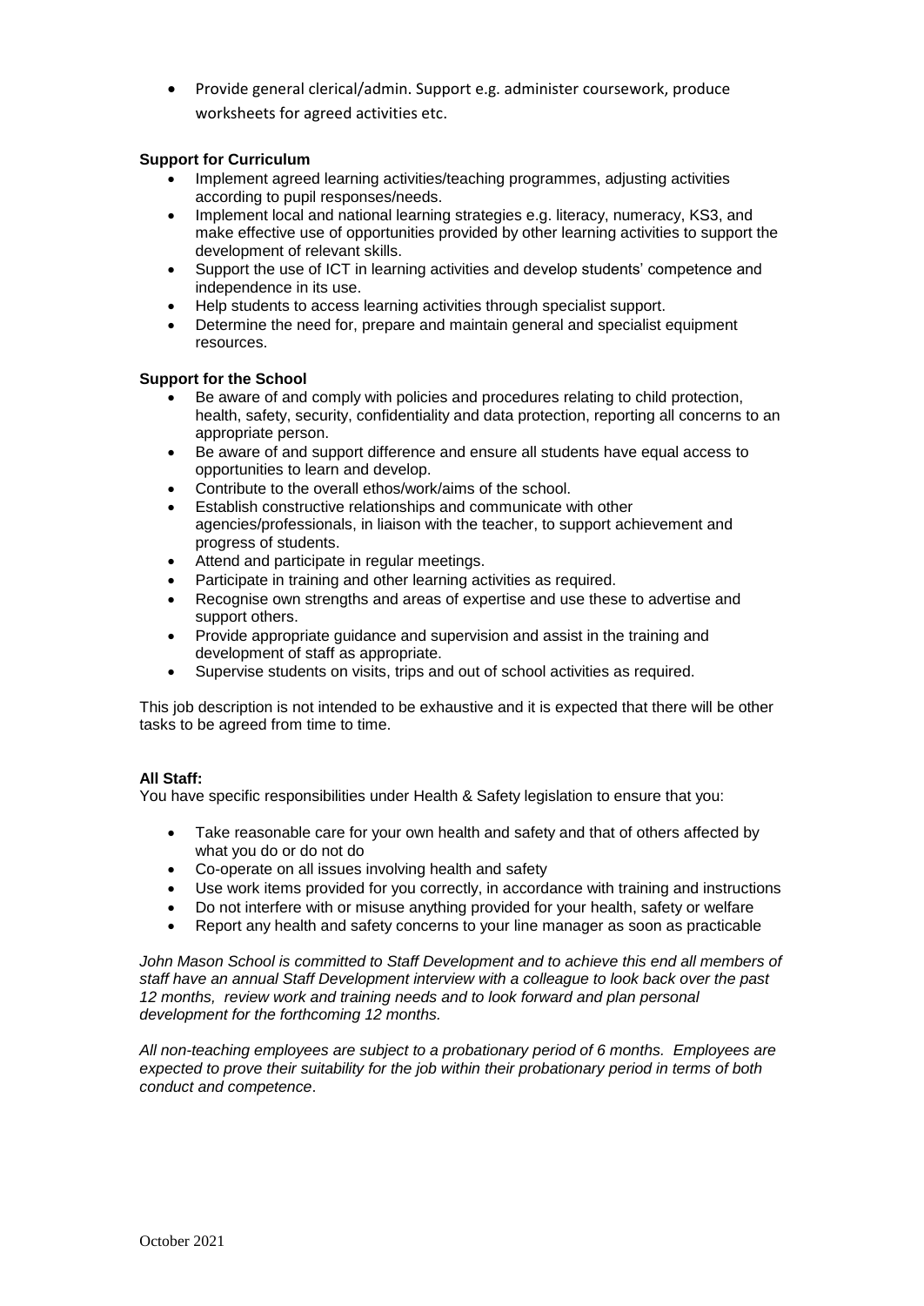- Provide general clerical/admin. Support e.g. administer coursework, produce worksheets for agreed activities etc.

**Support for Curriculum**

- Implement agreed learning activities/teaching programmes, adjusting activities according to pupil responses/needs.
- Implement local and national learning strategies e.g. literacy, numeracy, KS3, and make effective use of opportunities provided by other learning activities to support the development of relevant skills.
- Support the use of ICT in learning activities and develop students' competence and independence in its use.
- Help students to access learning activities through specialist support.
- Determine the need for, prepare and maintain general and specialist equipment resources.

**Support for the School**

- Be aware of and comply with policies and procedures relating to child protection, health, safety, security, confidentiality and data protection, reporting all concerns to an appropriate person.
- Be aware of and support difference and ensure all students have equal access to opportunities to learn and develop.
- Contribute to the overall ethos/work/aims of the school.
- Establish constructive relationships and communicate with other agencies/professionals, in liaison with the teacher, to support achievement and progress of students.
- Attend and participate in regular meetings.
- Participate in training and other learning activities as required.
- Recognise own strengths and areas of expertise and use these to advertise and support others.
- Provide appropriate guidance and supervision and assist in the training and development of staff as appropriate.
- Supervise students on visits, trips and out of school activities as required.

This job description is not intended to be exhaustive and it is expected that there will be other tasks to be agreed from time to time.

**All Staff:**

You have specific responsibilities under Health & Safety legislation to ensure that you:

- Take reasonable care for your own health and safety and that of others affected by what you do or do not do
- Co-operate on all issues involving health and safety
- Use work items provided for you correctly, in accordance with training and instructions
- Do not interfere with or misuse anything provided for your health, safety or welfare
- Report any health and safety concerns to your line manager as soon as practicable

*John Mason School is committed to Staff Development and to achieve this end all members of staff have an annual Staff Development interview with a colleague to look back over the past 12 months, review work and training needs and to look forward and plan personal development for the forthcoming 12 months.*

*All non-teaching employees are subject to a probationary period of 6 months. Employees are expected to prove their suitability for the job within their probationary period in terms of both conduct and competence*.

October 2021